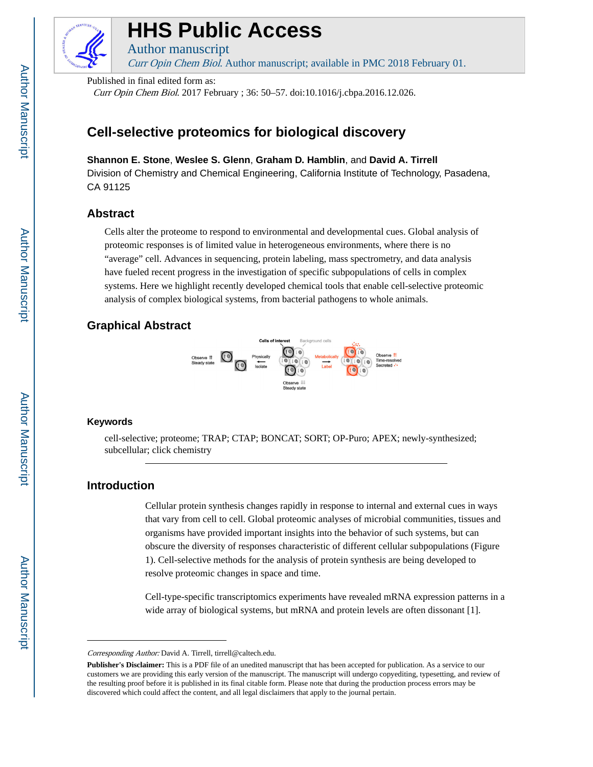# HHS Public Access

Author manuscript

*Curr Opin Chem Biol*. Author manuscript; available in PMC 2018 February 01.

Published in final edited form as:

*Curr Opin Chem Biol*. 2017 February ; 36: 50–57. doi:10.1016/j.cbpa.2016.12.026.

## Cell-selective proteomics for biological discovery

**Shannon E. Stone**, **Weslee S. Glenn**, **Graham D. Hamblin**, and **David A. Tirrell**

Division of Chemistry and Chemical Engineering, California Institute of Technology, Pasadena, CA 91125

### Abstract

Cells alter the proteome to respond to environmental and developmental cues. Global analysis of proteomic responses is of limited value in heterogeneous environments, where there is no "average" cell. Advances in sequencing, protein labeling, mass spectrometry, and data analysis have fueled recent progress in the investigation of specific subpopulations of cells in complex systems. Here we highlight recently developed chemical tools that enable cell-selective proteomic analysis of complex biological systems, from bacterial pathogens to whole animals.

### Graphical Abstract

### Keywords

cell-selective; proteome; TRAP; CTAP; BONCAT; SORT; OP-Puro; APEX; newly-synthesized; subcellular; click chemistry

### Introduction

Cellular protein synthesis changes rapidly in response to internal and external cues in ways that vary from cell to cell. Global proteomic analyses of microbial communities, tissues and organisms have provided important insights into the behavior of such systems, but can obscure the diversity of responses characteristic of different cellular subpopulations (Figure 1). Cell-selective methods for the analysis of protein synthesis are being developed to resolve proteomic changes in space and time.

Cell-type-specific transcriptomics experiments have revealed mRNA expression patterns in a wide array of biological systems, but mRNA and protein levels are often dissonant [1].

---

*Corresponding Author:* David A. Tirrell, tirrell@caltech.edu.

**Publisher's Disclaimer:** This is a PDF file of an unedited manuscript that has been accepted for publication. As a service to our customers we are providing this early version of the manuscript. The manuscript will undergo copyediting, typesetting, and review of the resulting proof before it is published in its final citable form. Please note that during the production process errors may be discovered which could affect the content, and all legal disclaimers that apply to the journal pertain.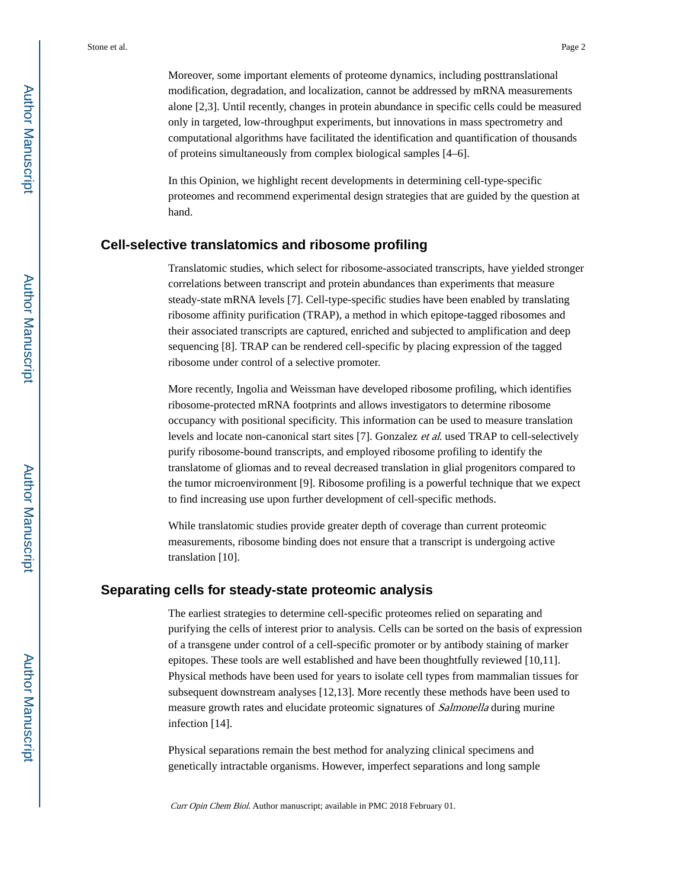Moreover, some important elements of proteome dynamics, including posttranslational modification, degradation, and localization, cannot be addressed by mRNA measurements alone [2,3]. Until recently, changes in protein abundance in specific cells could be measured only in targeted, low-throughput experiments, but innovations in mass spectrometry and computational algorithms have facilitated the identification and quantification of thousands of proteins simultaneously from complex biological samples [4–6].

In this Opinion, we highlight recent developments in determining cell-type-specific proteomes and recommend experimental design strategies that are guided by the question at hand.

## Cell-selective translatomics and ribosome profiling

Translatomic studies, which select for ribosome-associated transcripts, have yielded stronger correlations between transcript and protein abundances than experiments that measure steady-state mRNA levels [7]. Cell-type-specific studies have been enabled by translating ribosome affinity purification (TRAP), a method in which epitope-tagged ribosomes and their associated transcripts are captured, enriched and subjected to amplification and deep sequencing [8]. TRAP can be rendered cell-specific by placing expression of the tagged ribosome under control of a selective promoter.

More recently, Ingolia and Weissman have developed ribosome profiling, which identifies ribosome-protected mRNA footprints and allows investigators to determine ribosome occupancy with positional specificity. This information can be used to measure translation levels and locate non-canonical start sites [7]. Gonzalez *et al.* used TRAP to cell-selectively purify ribosome-bound transcripts, and employed ribosome profiling to identify the translatome of gliomas and to reveal decreased translation in glial progenitors compared to the tumor microenvironment [9]. Ribosome profiling is a powerful technique that we expect to find increasing use upon further development of cell-specific methods.

While translatomic studies provide greater depth of coverage than current proteomic measurements, ribosome binding does not ensure that a transcript is undergoing active translation [10].

## Separating cells for steady-state proteomic analysis

The earliest strategies to determine cell-specific proteomes relied on separating and purifying the cells of interest prior to analysis. Cells can be sorted on the basis of expression of a transgene under control of a cell-specific promoter or by antibody staining of marker epitopes. These tools are well established and have been thoughtfully reviewed [10,11]. Physical methods have been used for years to isolate cell types from mammalian tissues for subsequent downstream analyses [12,13]. More recently these methods have been used to measure growth rates and elucidate proteomic signatures of *Salmonella* during murine infection [14].

Physical separations remain the best method for analyzing clinical specimens and genetically intractable organisms. However, imperfect separations and long sample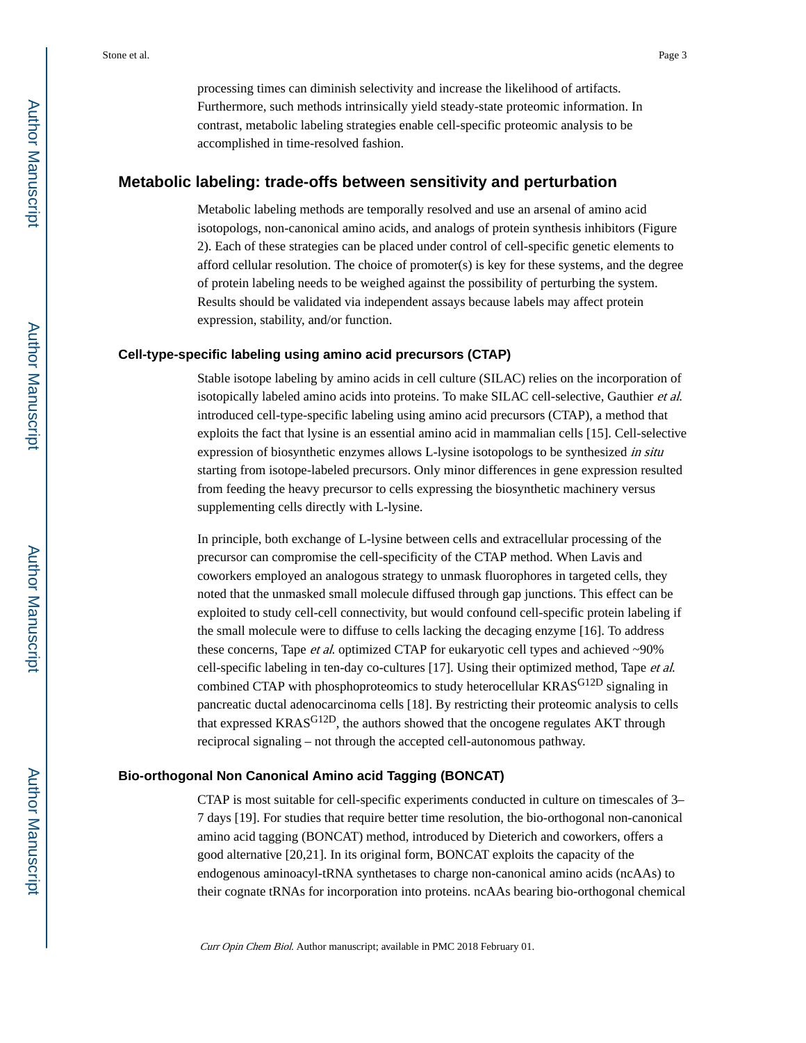processing times can diminish selectivity and increase the likelihood of artifacts. Furthermore, such methods intrinsically yield steady-state proteomic information. In contrast, metabolic labeling strategies enable cell-specific proteomic analysis to be accomplished in time-resolved fashion.

## Metabolic labeling: trade-offs between sensitivity and perturbation

Metabolic labeling methods are temporally resolved and use an arsenal of amino acid isotopologs, non-canonical amino acids, and analogs of protein synthesis inhibitors (Figure 2). Each of these strategies can be placed under control of cell-specific genetic elements to afford cellular resolution. The choice of promoter(s) is key for these systems, and the degree of protein labeling needs to be weighed against the possibility of perturbing the system. Results should be validated via independent assays because labels may affect protein expression, stability, and/or function.

### Cell-type-specific labeling using amino acid precursors (CTAP)

Stable isotope labeling by amino acids in cell culture (SILAC) relies on the incorporation of isotopically labeled amino acids into proteins. To make SILAC cell-selective, Gauthier *et al.* introduced cell-type-specific labeling using amino acid precursors (CTAP), a method that exploits the fact that lysine is an essential amino acid in mammalian cells [15]. Cell-selective expression of biosynthetic enzymes allows L-lysine isotopologs to be synthesized *in situ* starting from isotope-labeled precursors. Only minor differences in gene expression resulted from feeding the heavy precursor to cells expressing the biosynthetic machinery versus supplementing cells directly with L-lysine.

In principle, both exchange of L-lysine between cells and extracellular processing of the precursor can compromise the cell-specificity of the CTAP method. When Lavis and coworkers employed an analogous strategy to unmask fluorophores in targeted cells, they noted that the unmasked small molecule diffused through gap junctions. This effect can be exploited to study cell-cell connectivity, but would confound cell-specific protein labeling if the small molecule were to diffuse to cells lacking the decaging enzyme [16]. To address these concerns, Tape *et al.* optimized CTAP for eukaryotic cell types and achieved ~90% cell-specific labeling in ten-day co-cultures [17]. Using their optimized method, Tape *et al.* combined CTAP with phosphoproteomics to study heterocellular $KRAS^{G12D}$ signaling in pancreatic ductal adenocarcinoma cells [18]. By restricting their proteomic analysis to cells that expressed $KRAS^{G12D}$, the authors showed that the oncogene regulates AKT through reciprocal signaling – not through the accepted cell-autonomous pathway.

### Bio-orthogonal Non Canonical Amino acid Tagging (BONCAT)

CTAP is most suitable for cell-specific experiments conducted in culture on timescales of 3–7 days [19]. For studies that require better time resolution, the bio-orthogonal non-canonical amino acid tagging (BONCAT) method, introduced by Dieterich and coworkers, offers a good alternative [20,21]. In its original form, BONCAT exploits the capacity of the endogenous aminoacyl-tRNA synthetases to charge non-canonical amino acids (ncAAs) to their cognate tRNAs for incorporation into proteins. ncAAs bearing bio-orthogonal chemical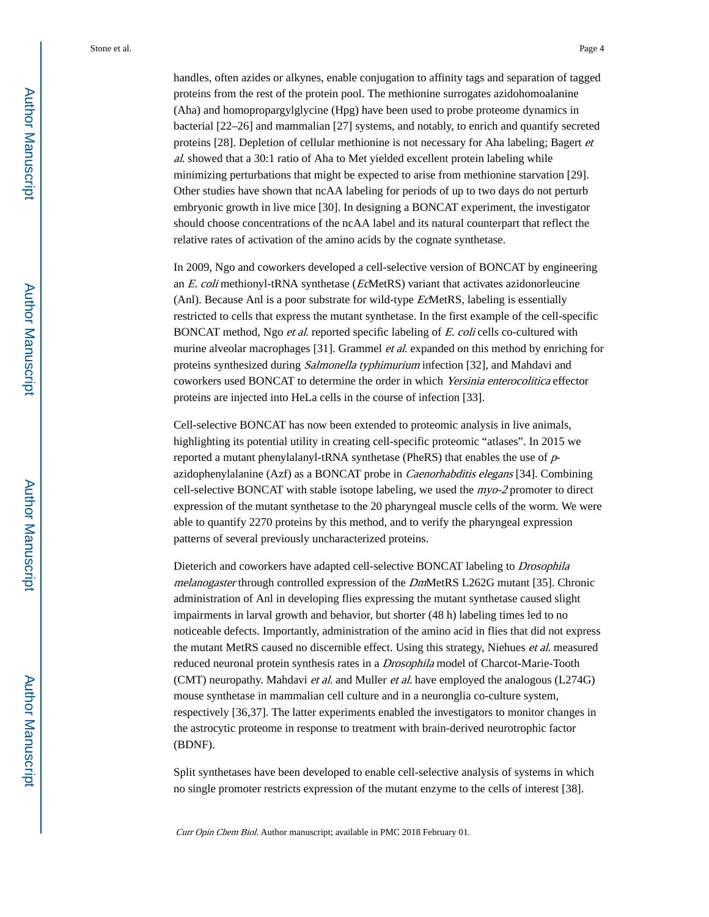handles, often azides or alkynes, enable conjugation to affinity tags and separation of tagged proteins from the rest of the protein pool. The methionine surrogates azidohomoalanine (Aha) and homopropargylglycine (Hpg) have been used to probe proteome dynamics in bacterial [22–26] and mammalian [27] systems, and notably, to enrich and quantify secreted proteins [28]. Depletion of cellular methionine is not necessary for Aha labeling; Bagert *et al.* showed that a 30:1 ratio of Aha to Met yielded excellent protein labeling while minimizing perturbations that might be expected to arise from methionine starvation [29]. Other studies have shown that ncAA labeling for periods of up to two days do not perturb embryonic growth in live mice [30]. In designing a BONCAT experiment, the investigator should choose concentrations of the ncAA label and its natural counterpart that reflect the relative rates of activation of the amino acids by the cognate synthetase.

In 2009, Ngo and coworkers developed a cell-selective version of BONCAT by engineering an *E. coli* methionyl-tRNA synthetase (*Ec*MetRS) variant that activates azidonorleucine (Anl). Because Anl is a poor substrate for wild-type *Ec*MetRS, labeling is essentially restricted to cells that express the mutant synthetase. In the first example of the cell-specific BONCAT method, Ngo *et al.* reported specific labeling of *E. coli* cells co-cultured with murine alveolar macrophages [31]. Grammel *et al.* expanded on this method by enriching for proteins synthesized during *Salmonella typhimurium* infection [32], and Mahdavi and coworkers used BONCAT to determine the order in which *Yersinia enterocolitica* effector proteins are injected into HeLa cells in the course of infection [33].

Cell-selective BONCAT has now been extended to proteomic analysis in live animals, highlighting its potential utility in creating cell-specific proteomic "atlases". In 2015 we reported a mutant phenylalanyl-tRNA synthetase (PheRS) that enables the use of *p*-azidophenylalanine (Azf) as a BONCAT probe in *Caenorhabditis elegans* [34]. Combining cell-selective BONCAT with stable isotope labeling, we used the *myo-2* promoter to direct expression of the mutant synthetase to the 20 pharyngeal muscle cells of the worm. We were able to quantify 2270 proteins by this method, and to verify the pharyngeal expression patterns of several previously uncharacterized proteins.

Dieterich and coworkers have adapted cell-selective BONCAT labeling to *Drosophila melanogaster* through controlled expression of the *Dm*MetRS L262G mutant [35]. Chronic administration of Anl in developing flies expressing the mutant synthetase caused slight impairments in larval growth and behavior, but shorter (48 h) labeling times led to no noticeable defects. Importantly, administration of the amino acid in flies that did not express the mutant MetRS caused no discernible effect. Using this strategy, Niehues *et al.* measured reduced neuronal protein synthesis rates in a *Drosophila* model of Charcot-Marie-Tooth (CMT) neuropathy. Mahdavi *et al.* and Muller *et al.* have employed the analogous (L274G) mouse synthetase in mammalian cell culture and in a neuronglia co-culture system, respectively [36,37]. The latter experiments enabled the investigators to monitor changes in the astrocytic proteome in response to treatment with brain-derived neurotrophic factor (BDNF).

Split synthetases have been developed to enable cell-selective analysis of systems in which no single promoter restricts expression of the mutant enzyme to the cells of interest [38].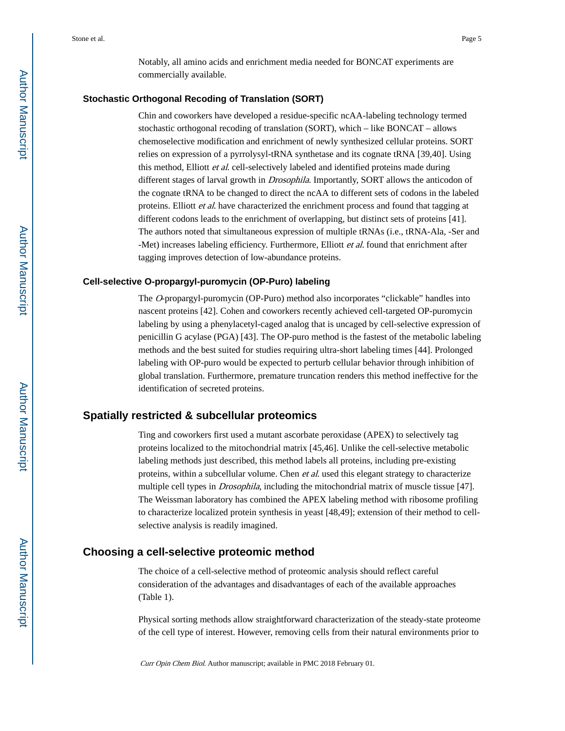Notably, all amino acids and enrichment media needed for BONCAT experiments are commercially available.

### Stochastic Orthogonal Recoding of Translation (SORT)

Chin and coworkers have developed a residue-specific ncAA-labeling technology termed stochastic orthogonal recoding of translation (SORT), which – like BONCAT – allows chemoselective modification and enrichment of newly synthesized cellular proteins. SORT relies on expression of a pyrrolysyl-tRNA synthetase and its cognate tRNA [39,40]. Using this method, Elliott *et al.* cell-selectively labeled and identified proteins made during different stages of larval growth in *Drosophila*. Importantly, SORT allows the anticodon of the cognate tRNA to be changed to direct the ncAA to different sets of codons in the labeled proteins. Elliott *et al.* have characterized the enrichment process and found that tagging at different codons leads to the enrichment of overlapping, but distinct sets of proteins [41]. The authors noted that simultaneous expression of multiple tRNAs (i.e., tRNA-Ala, -Ser and -Met) increases labeling efficiency. Furthermore, Elliott *et al.* found that enrichment after tagging improves detection of low-abundance proteins.

### Cell-selective O-propargyl-puromycin (OP-Puro) labeling

The *O*-propargyl-puromycin (OP-Puro) method also incorporates “clickable” handles into nascent proteins [42]. Cohen and coworkers recently achieved cell-targeted OP-puromycin labeling by using a phenylacetyl-caged analog that is uncaged by cell-selective expression of penicillin G acylase (PGA) [43]. The OP-puro method is the fastest of the metabolic labeling methods and the best suited for studies requiring ultra-short labeling times [44]. Prolonged labeling with OP-puro would be expected to perturb cellular behavior through inhibition of global translation. Furthermore, premature truncation renders this method ineffective for the identification of secreted proteins.

## Spatially restricted & subcellular proteomics

Ting and coworkers first used a mutant ascorbate peroxidase (APEX) to selectively tag proteins localized to the mitochondrial matrix [45,46]. Unlike the cell-selective metabolic labeling methods just described, this method labels all proteins, including pre-existing proteins, within a subcellular volume. Chen *et al.* used this elegant strategy to characterize multiple cell types in *Drosophila*, including the mitochondrial matrix of muscle tissue [47]. The Weissman laboratory has combined the APEX labeling method with ribosome profiling to characterize localized protein synthesis in yeast [48,49]; extension of their method to cell-selective analysis is readily imagined.

## Choosing a cell-selective proteomic method

The choice of a cell-selective method of proteomic analysis should reflect careful consideration of the advantages and disadvantages of each of the available approaches (Table 1).

Physical sorting methods allow straightforward characterization of the steady-state proteome of the cell type of interest. However, removing cells from their natural environments prior to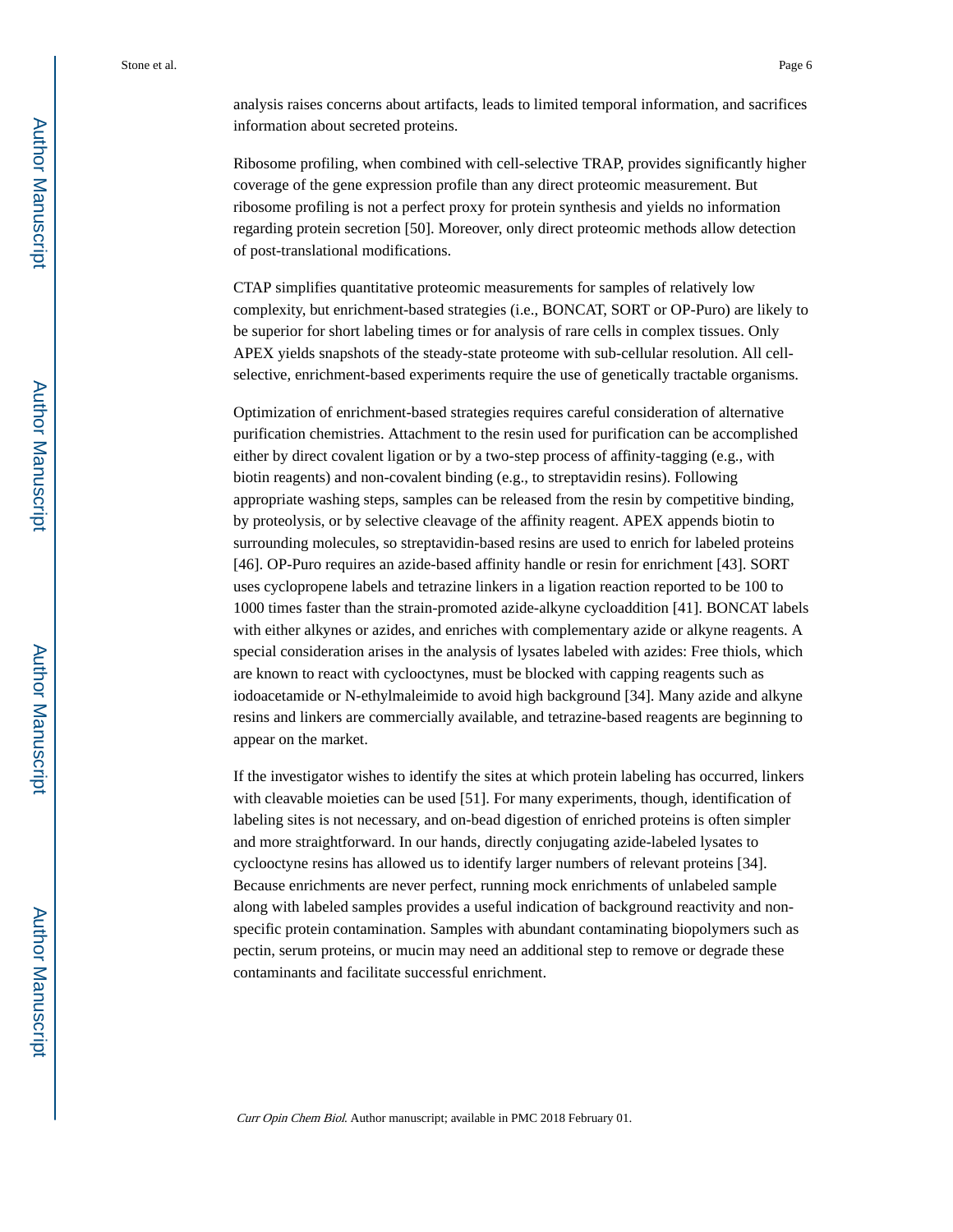analysis raises concerns about artifacts, leads to limited temporal information, and sacrifices information about secreted proteins.

Ribosome profiling, when combined with cell-selective TRAP, provides significantly higher coverage of the gene expression profile than any direct proteomic measurement. But ribosome profiling is not a perfect proxy for protein synthesis and yields no information regarding protein secretion [50]. Moreover, only direct proteomic methods allow detection of post-translational modifications.

CTAP simplifies quantitative proteomic measurements for samples of relatively low complexity, but enrichment-based strategies (i.e., BONCAT, SORT or OP-Puro) are likely to be superior for short labeling times or for analysis of rare cells in complex tissues. Only APEX yields snapshots of the steady-state proteome with sub-cellular resolution. All cell-selective, enrichment-based experiments require the use of genetically tractable organisms.

Optimization of enrichment-based strategies requires careful consideration of alternative purification chemistries. Attachment to the resin used for purification can be accomplished either by direct covalent ligation or by a two-step process of affinity-tagging (e.g., with biotin reagents) and non-covalent binding (e.g., to streptavidin resins). Following appropriate washing steps, samples can be released from the resin by competitive binding, by proteolysis, or by selective cleavage of the affinity reagent. APEX appends biotin to surrounding molecules, so streptavidin-based resins are used to enrich for labeled proteins [46]. OP-Puro requires an azide-based affinity handle or resin for enrichment [43]. SORT uses cyclopropene labels and tetrazine linkers in a ligation reaction reported to be 100 to 1000 times faster than the strain-promoted azide-alkyne cycloaddition [41]. BONCAT labels with either alkynes or azides, and enriches with complementary azide or alkyne reagents. A special consideration arises in the analysis of lysates labeled with azides: Free thiols, which are known to react with cyclooctynes, must be blocked with capping reagents such as iodoacetamide or N-ethylmaleimide to avoid high background [34]. Many azide and alkyne resins and linkers are commercially available, and tetrazine-based reagents are beginning to appear on the market.

If the investigator wishes to identify the sites at which protein labeling has occurred, linkers with cleavable moieties can be used [51]. For many experiments, though, identification of labeling sites is not necessary, and on-bead digestion of enriched proteins is often simpler and more straightforward. In our hands, directly conjugating azide-labeled lysates to cyclooctyne resins has allowed us to identify larger numbers of relevant proteins [34]. Because enrichments are never perfect, running mock enrichments of unlabeled sample along with labeled samples provides a useful indication of background reactivity and non-specific protein contamination. Samples with abundant contaminating biopolymers such as pectin, serum proteins, or mucin may need an additional step to remove or degrade these contaminants and facilitate successful enrichment.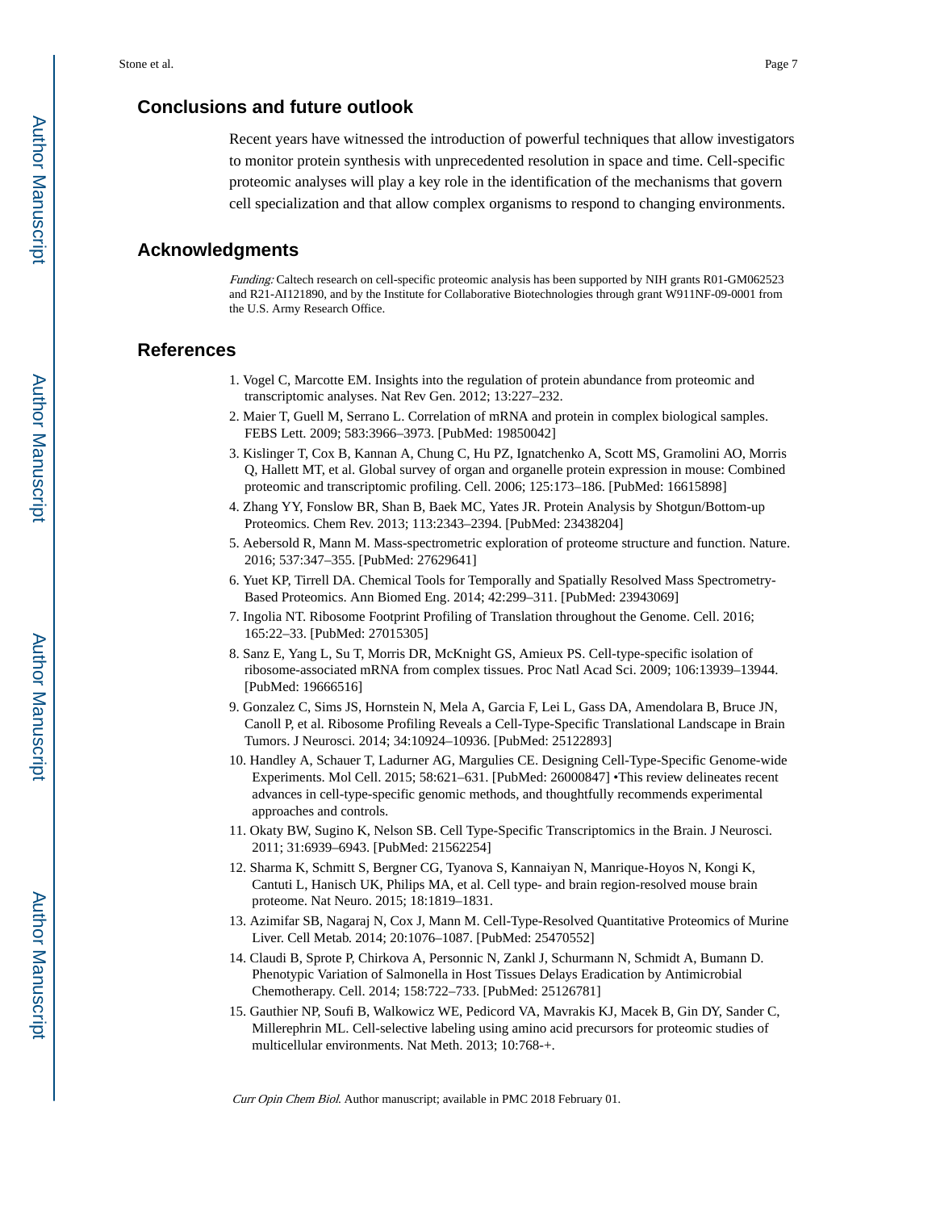## Conclusions and future outlook

Recent years have witnessed the introduction of powerful techniques that allow investigators to monitor protein synthesis with unprecedented resolution in space and time. Cell-specific proteomic analyses will play a key role in the identification of the mechanisms that govern cell specialization and that allow complex organisms to respond to changing environments.

## Acknowledgments

*Funding:* Caltech research on cell-specific proteomic analysis has been supported by NIH grants R01-GM062523 and R21-AI121890, and by the Institute for Collaborative Biotechnologies through grant W911NF-09-0001 from the U.S. Army Research Office.

## References

1. Vogel C, Marcotte EM. Insights into the regulation of protein abundance from proteomic and transcriptomic analyses. Nat Rev Gen. 2012; 13:227–232.
2. Maier T, Guell M, Serrano L. Correlation of mRNA and protein in complex biological samples. FEBS Lett. 2009; 583:3966–3973. [PubMed: 19850042]
3. Kislinger T, Cox B, Kannan A, Chung C, Hu PZ, Ignatchenko A, Scott MS, Gramolini AO, Morris Q, Hallett MT, et al. Global survey of organ and organelle protein expression in mouse: Combined proteomic and transcriptomic profiling. Cell. 2006; 125:173–186. [PubMed: 16615898]
4. Zhang YY, Fonslow BR, Shan B, Baek MC, Yates JR. Protein Analysis by Shotgun/Bottom-up Proteomics. Chem Rev. 2013; 113:2343–2394. [PubMed: 23438204]
5. Aebersold R, Mann M. Mass-spectrometric exploration of proteome structure and function. Nature. 2016; 537:347–355. [PubMed: 27629641]
6. Yuet KP, Tirrell DA. Chemical Tools for Temporally and Spatially Resolved Mass Spectrometry-Based Proteomics. Ann Biomed Eng. 2014; 42:299–311. [PubMed: 23943069]
7. Ingolia NT. Ribosome Footprint Profiling of Translation throughout the Genome. Cell. 2016; 165:22–33. [PubMed: 27015305]
8. Sanz E, Yang L, Su T, Morris DR, McKnight GS, Amieux PS. Cell-type-specific isolation of ribosome-associated mRNA from complex tissues. Proc Natl Acad Sci. 2009; 106:13939–13944. [PubMed: 19666516]
9. Gonzalez C, Sims JS, Hornstein N, Mela A, Garcia F, Lei L, Gass DA, Amendolara B, Bruce JN, Canoll P, et al. Ribosome Profiling Reveals a Cell-Type-Specific Translational Landscape in Brain Tumors. J Neurosci. 2014; 34:10924–10936. [PubMed: 25122893]
10. Handley A, Schauer T, Ladurner AG, Margulies CE. Designing Cell-Type-Specific Genome-wide Experiments. Mol Cell. 2015; 58:621–631. [PubMed: 26000847] •This review delineates recent advances in cell-type-specific genomic methods, and thoughtfully recommends experimental approaches and controls.
11. Okaty BW, Sugino K, Nelson SB. Cell Type-Specific Transcriptomics in the Brain. J Neurosci. 2011; 31:6939–6943. [PubMed: 21562254]
12. Sharma K, Schmitt S, Bergner CG, Tyanova S, Kannaiyan N, Manrique-Hoyos N, Kongi K, Cantuti L, Hanisch UK, Philips MA, et al. Cell type- and brain region-resolved mouse brain proteome. Nat Neuro. 2015; 18:1819–1831.
13. Azimifar SB, Nagaraj N, Cox J, Mann M. Cell-Type-Resolved Quantitative Proteomics of Murine Liver. Cell Metab. 2014; 20:1076–1087. [PubMed: 25470552]
14. Claudi B, Sprote P, Chirkova A, Personnic N, Zankl J, Schurmann N, Schmidt A, Bumann D. Phenotypic Variation of Salmonella in Host Tissues Delays Eradication by Antimicrobial Chemotherapy. Cell. 2014; 158:722–733. [PubMed: 25126781]
15. Gauthier NP, Soufi B, Walkowicz WE, Pedicord VA, Mavrakis KJ, Macek B, Gin DY, Sander C, Millerephrin ML. Cell-selective labeling using amino acid precursors for proteomic studies of multicellular environments. Nat Meth. 2013; 10:768-+.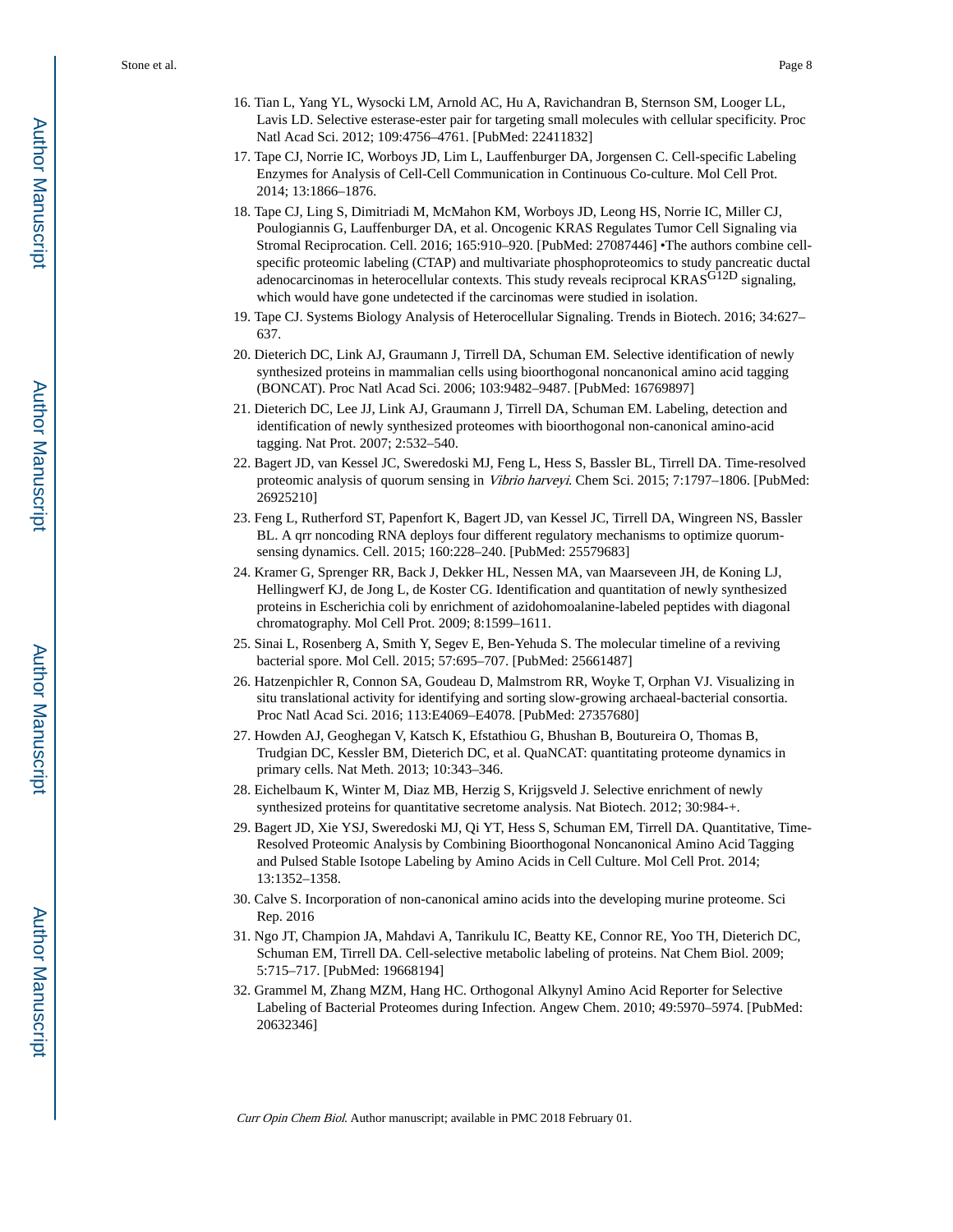16. Tian L, Yang YL, Wysocki LM, Arnold AC, Hu A, Ravichandran B, Sternson SM, Looger LL, Lavis LD. Selective esterase-ester pair for targeting small molecules with cellular specificity. Proc Natl Acad Sci. 2012; 109:4756–4761. [PubMed: 22411832]
17. Tape CJ, Norrie IC, Worboys JD, Lim L, Lauffenburger DA, Jorgensen C. Cell-specific Labeling Enzymes for Analysis of Cell-Cell Communication in Continuous Co-culture. Mol Cell Prot. 2014; 13:1866–1876.
18. Tape CJ, Ling S, Dimitriadi M, McMahon KM, Worboys JD, Leong HS, Norrie IC, Miller CJ, Poulogiannis G, Lauffenburger DA, et al. Oncogenic KRAS Regulates Tumor Cell Signaling via Stromal Reciprocation. Cell. 2016; 165:910–920. [PubMed: 27087446] •The authors combine cell-specific proteomic labeling (CTAP) and multivariate phosphoproteomics to study pancreatic ductal adenocarcinomas in heterocellular contexts. This study reveals reciprocal KRAS$^{G12D}$ signaling, which would have gone undetected if the carcinomas were studied in isolation.
19. Tape CJ. Systems Biology Analysis of Heterocellular Signaling. Trends in Biotech. 2016; 34:627–637.
20. Dieterich DC, Link AJ, Graumann J, Tirrell DA, Schuman EM. Selective identification of newly synthesized proteins in mammalian cells using bioorthogonal noncanonical amino acid tagging (BONCAT). Proc Natl Acad Sci. 2006; 103:9482–9487. [PubMed: 16769897]
21. Dieterich DC, Lee JJ, Link AJ, Graumann J, Tirrell DA, Schuman EM. Labeling, detection and identification of newly synthesized proteomes with bioorthogonal non-canonical amino-acid tagging. Nat Prot. 2007; 2:532–540.
22. Bagert JD, van Kessel JC, Sweredoski MJ, Feng L, Hess S, Bassler BL, Tirrell DA. Time-resolved proteomic analysis of quorum sensing in *Vibrio harveyi*. Chem Sci. 2015; 7:1797–1806. [PubMed: 26925210]
23. Feng L, Rutherford ST, Papenfort K, Bagert JD, van Kessel JC, Tirrell DA, Wingreen NS, Bassler BL. A qrr noncoding RNA deploys four different regulatory mechanisms to optimize quorum-sensing dynamics. Cell. 2015; 160:228–240. [PubMed: 25579683]
24. Kramer G, Sprenger RR, Back J, Dekker HL, Nessen MA, van Maarseveen JH, de Koning LJ, Hellingwerf KJ, de Jong L, de Koster CG. Identification and quantitation of newly synthesized proteins in Escherichia coli by enrichment of azidohomoalanine-labeled peptides with diagonal chromatography. Mol Cell Prot. 2009; 8:1599–1611.
25. Sinai L, Rosenberg A, Smith Y, Segev E, Ben-Yehuda S. The molecular timeline of a reviving bacterial spore. Mol Cell. 2015; 57:695–707. [PubMed: 25661487]
26. Hatzenpichler R, Connon SA, Goudeau D, Malmstrom RR, Woyke T, Orphan VJ. Visualizing in situ translational activity for identifying and sorting slow-growing archaeal-bacterial consortia. Proc Natl Acad Sci. 2016; 113:E4069–E4078. [PubMed: 27357680]
27. Howden AJ, Geoghegan V, Katsch K, Efstathiou G, Bhushan B, Boutureira O, Thomas B, Trudgian DC, Kessler BM, Dieterich DC, et al. QuaNCAT: quantitating proteome dynamics in primary cells. Nat Meth. 2013; 10:343–346.
28. Eichelbaum K, Winter M, Diaz MB, Herzig S, Krijgsveld J. Selective enrichment of newly synthesized proteins for quantitative secretome analysis. Nat Biotech. 2012; 30:984-+.
29. Bagert JD, Xie YSJ, Sweredoski MJ, Qi YT, Hess S, Schuman EM, Tirrell DA. Quantitative, Time-Resolved Proteomic Analysis by Combining Bioorthogonal Noncanonical Amino Acid Tagging and Pulsed Stable Isotope Labeling by Amino Acids in Cell Culture. Mol Cell Prot. 2014; 13:1352–1358.
30. Calve S. Incorporation of non-canonical amino acids into the developing murine proteome. Sci Rep. 2016
31. Ngo JT, Champion JA, Mahdavi A, Tanrikulu IC, Beatty KE, Connor RE, Yoo TH, Dieterich DC, Schuman EM, Tirrell DA. Cell-selective metabolic labeling of proteins. Nat Chem Biol. 2009; 5:715–717. [PubMed: 19668194]
32. Grammel M, Zhang MZM, Hang HC. Orthogonal Alkynyl Amino Acid Reporter for Selective Labeling of Bacterial Proteomes during Infection. Angew Chem. 2010; 49:5970–5974. [PubMed: 20632346]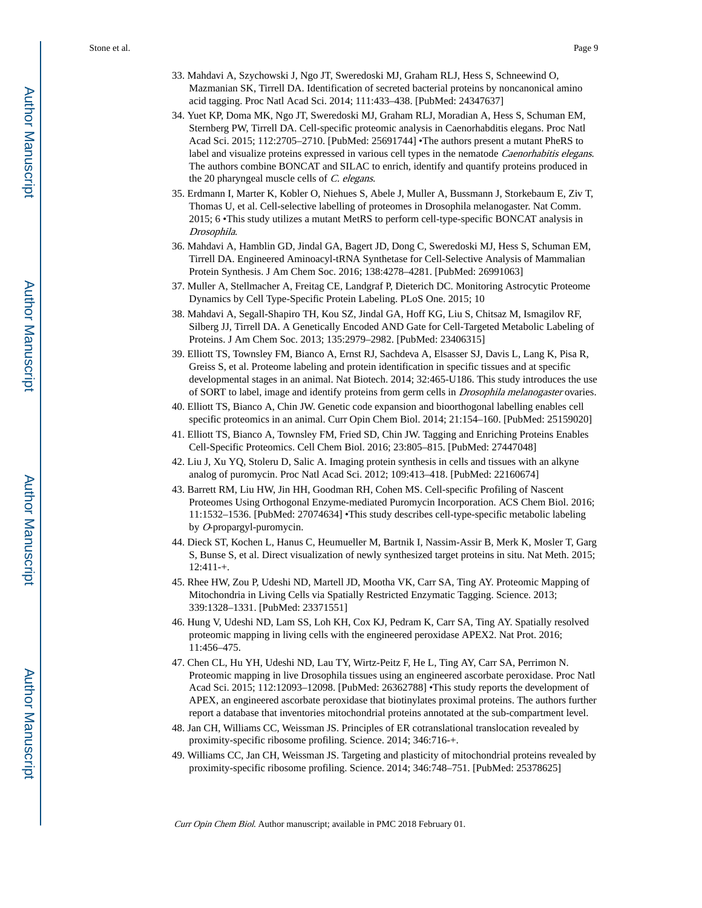33. Mahdavi A, Szychowski J, Ngo JT, Sweredoski MJ, Graham RLJ, Hess S, Schneewind O, Mazmanian SK, Tirrell DA. Identification of secreted bacterial proteins by noncanonical amino acid tagging. Proc Natl Acad Sci. 2014; 111:433–438. [PubMed: 24347637]
34. Yuet KP, Doma MK, Ngo JT, Sweredoski MJ, Graham RLJ, Moradian A, Hess S, Schuman EM, Sternberg PW, Tirrell DA. Cell-specific proteomic analysis in Caenorhabditis elegans. Proc Natl Acad Sci. 2015; 112:2705–2710. [PubMed: 25691744] •The authors present a mutant PheRS to label and visualize proteins expressed in various cell types in the nematode *Caenorhabitis elegans*. The authors combine BONCAT and SILAC to enrich, identify and quantify proteins produced in the 20 pharyngeal muscle cells of *C. elegans*.
35. Erdmann I, Marter K, Kobler O, Niehues S, Abele J, Muller A, Bussmann J, Storkebaum E, Ziv T, Thomas U, et al. Cell-selective labelling of proteomes in Drosophila melanogaster. Nat Comm. 2015; 6 •This study utilizes a mutant MetRS to perform cell-type-specific BONCAT analysis in *Drosophila*.
36. Mahdavi A, Hamblin GD, Jindal GA, Bagert JD, Dong C, Sweredoski MJ, Hess S, Schuman EM, Tirrell DA. Engineered Aminoacyl-tRNA Synthetase for Cell-Selective Analysis of Mammalian Protein Synthesis. J Am Chem Soc. 2016; 138:4278–4281. [PubMed: 26991063]
37. Muller A, Stellmacher A, Freitag CE, Landgraf P, Dieterich DC. Monitoring Astrocytic Proteome Dynamics by Cell Type-Specific Protein Labeling. PLoS One. 2015; 10
38. Mahdavi A, Segall-Shapiro TH, Kou SZ, Jindal GA, Hoff KG, Liu S, Chitsaz M, Ismagilov RF, Silberg JJ, Tirrell DA. A Genetically Encoded AND Gate for Cell-Targeted Metabolic Labeling of Proteins. J Am Chem Soc. 2013; 135:2979–2982. [PubMed: 23406315]
39. Elliott TS, Townsley FM, Bianco A, Ernst RJ, Sachdeva A, Elsasser SJ, Davis L, Lang K, Pisa R, Greiss S, et al. Proteome labeling and protein identification in specific tissues and at specific developmental stages in an animal. Nat Biotech. 2014; 32:465-U186. This study introduces the use of SORT to label, image and identify proteins from germ cells in *Drosophila melanogaster* ovaries.
40. Elliott TS, Bianco A, Chin JW. Genetic code expansion and bioorthogonal labelling enables cell specific proteomics in an animal. Curr Opin Chem Biol. 2014; 21:154–160. [PubMed: 25159020]
41. Elliott TS, Bianco A, Townsley FM, Fried SD, Chin JW. Tagging and Enriching Proteins Enables Cell-Specific Proteomics. Cell Chem Biol. 2016; 23:805–815. [PubMed: 27447048]
42. Liu J, Xu YQ, Stoleru D, Salic A. Imaging protein synthesis in cells and tissues with an alkyne analog of puromycin. Proc Natl Acad Sci. 2012; 109:413–418. [PubMed: 22160674]
43. Barrett RM, Liu HW, Jin HH, Goodman RH, Cohen MS. Cell-specific Profiling of Nascent Proteomes Using Orthogonal Enzyme-mediated Puromycin Incorporation. ACS Chem Biol. 2016; 11:1532–1536. [PubMed: 27074634] •This study describes cell-type-specific metabolic labeling by *O*-propargyl-puromycin.
44. Dieck ST, Kochen L, Hanus C, Heumueller M, Bartnik I, Nassim-Assir B, Merk K, Mosler T, Garg S, Bunse S, et al. Direct visualization of newly synthesized target proteins in situ. Nat Meth. 2015; 12:411-+.
45. Rhee HW, Zou P, Udeshi ND, Martell JD, Mootha VK, Carr SA, Ting AY. Proteomic Mapping of Mitochondria in Living Cells via Spatially Restricted Enzymatic Tagging. Science. 2013; 339:1328–1331. [PubMed: 23371551]
46. Hung V, Udeshi ND, Lam SS, Loh KH, Cox KJ, Pedram K, Carr SA, Ting AY. Spatially resolved proteomic mapping in living cells with the engineered peroxidase APEX2. Nat Prot. 2016; 11:456–475.
47. Chen CL, Hu YH, Udeshi ND, Lau TY, Wirtz-Peitz F, He L, Ting AY, Carr SA, Perrimon N. Proteomic mapping in live Drosophila tissues using an engineered ascorbate peroxidase. Proc Natl Acad Sci. 2015; 112:12093–12098. [PubMed: 26362788] •This study reports the development of APEX, an engineered ascorbate peroxidase that biotinylates proximal proteins. The authors further report a database that inventories mitochondrial proteins annotated at the sub-compartment level.
48. Jan CH, Williams CC, Weissman JS. Principles of ER cotranslational translocation revealed by proximity-specific ribosome profiling. Science. 2014; 346:716-+.
49. Williams CC, Jan CH, Weissman JS. Targeting and plasticity of mitochondrial proteins revealed by proximity-specific ribosome profiling. Science. 2014; 346:748–751. [PubMed: 25378625]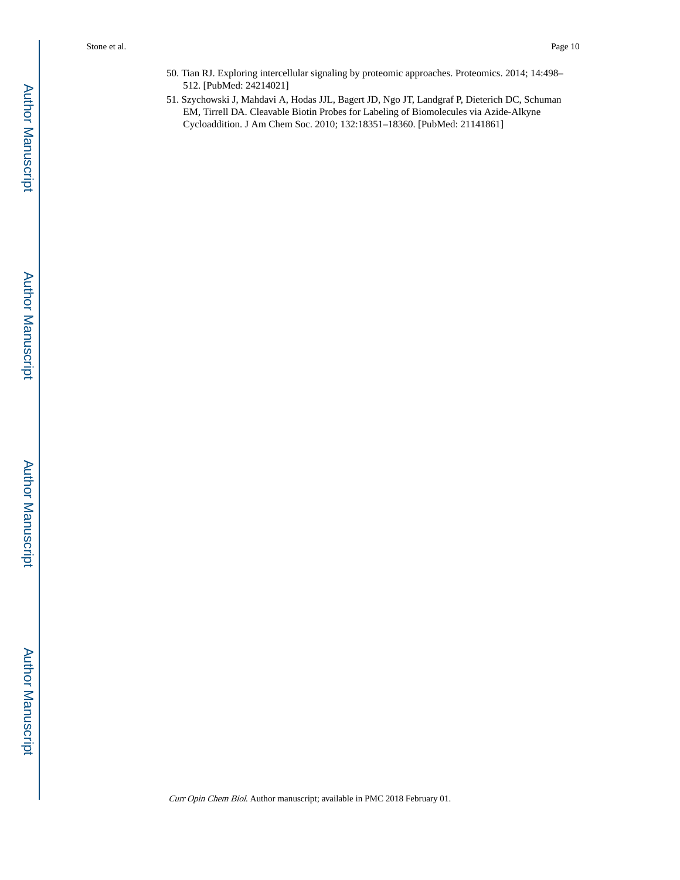50. Tian RJ. Exploring intercellular signaling by proteomic approaches. Proteomics. 2014; 14:498–512. [PubMed: 24214021]
51. Szychowski J, Mahdavi A, Hodas JJL, Bagert JD, Ngo JT, Landgraf P, Dieterich DC, Schuman EM, Tirrell DA. Cleavable Biotin Probes for Labeling of Biomolecules via Azide-Alkyne Cycloaddition. J Am Chem Soc. 2010; 132:18351–18360. [PubMed: 21141861]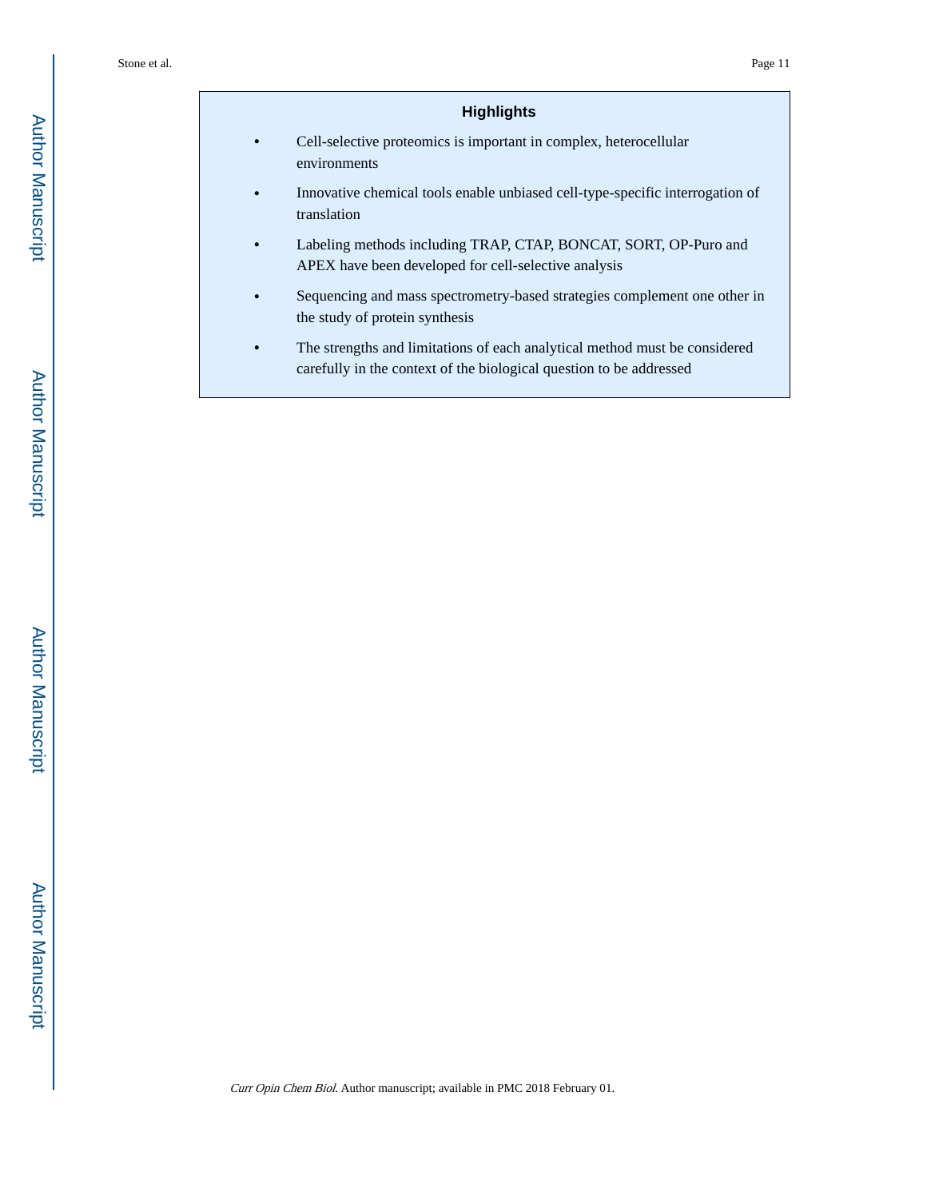## Highlights

- Cell-selective proteomics is important in complex, heterocellular environments
- Innovative chemical tools enable unbiased cell-type-specific interrogation of translation
- Labeling methods including TRAP, CTAP, BONCAT, SORT, OP-Puro and APEX have been developed for cell-selective analysis
- Sequencing and mass spectrometry-based strategies complement one other in the study of protein synthesis
- The strengths and limitations of each analytical method must be considered carefully in the context of the biological question to be addressed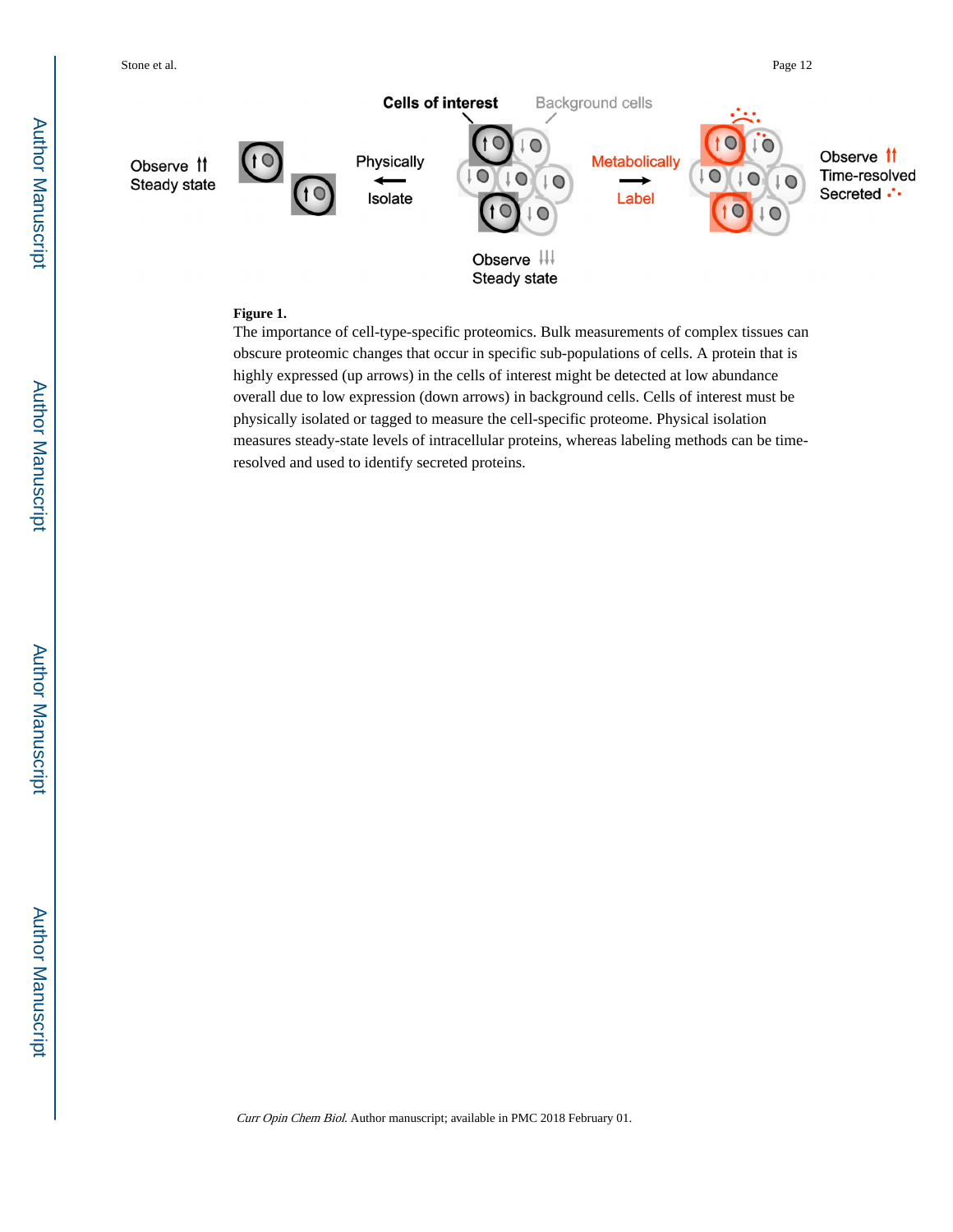**Figure 1.**

The importance of cell-type-specific proteomics. Bulk measurements of complex tissues can obscure proteomic changes that occur in specific sub-populations of cells. A protein that is highly expressed (up arrows) in the cells of interest might be detected at low abundance overall due to low expression (down arrows) in background cells. Cells of interest must be physically isolated or tagged to measure the cell-specific proteome. Physical isolation measures steady-state levels of intracellular proteins, whereas labeling methods can be time-resolved and used to identify secreted proteins.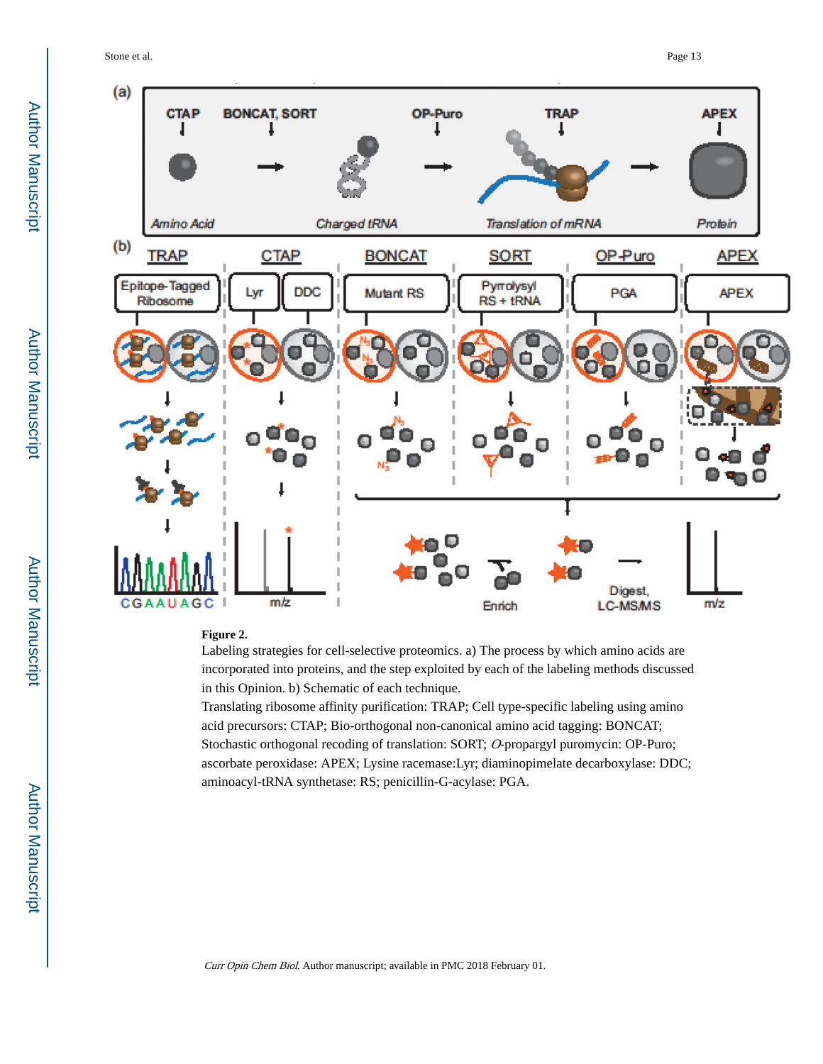**Figure 2.**

Labeling strategies for cell-selective proteomics. a) The process by which amino acids are incorporated into proteins, and the step exploited by each of the labeling methods discussed in this Opinion. b) Schematic of each technique.

Translating ribosome affinity purification: TRAP; Cell type-specific labeling using amino acid precursors: CTAP; Bio-orthogonal non-canonical amino acid tagging: BONCAT; Stochastic orthogonal recoding of translation: SORT; *O*-propargyl puromycin: OP-Puro; ascorbate peroxidase: APEX; Lysine racemase:Lyr; diaminopimelate decarboxylase: DDC; aminoacyl-tRNA synthetase: RS; penicillin-G-acylase: PGA.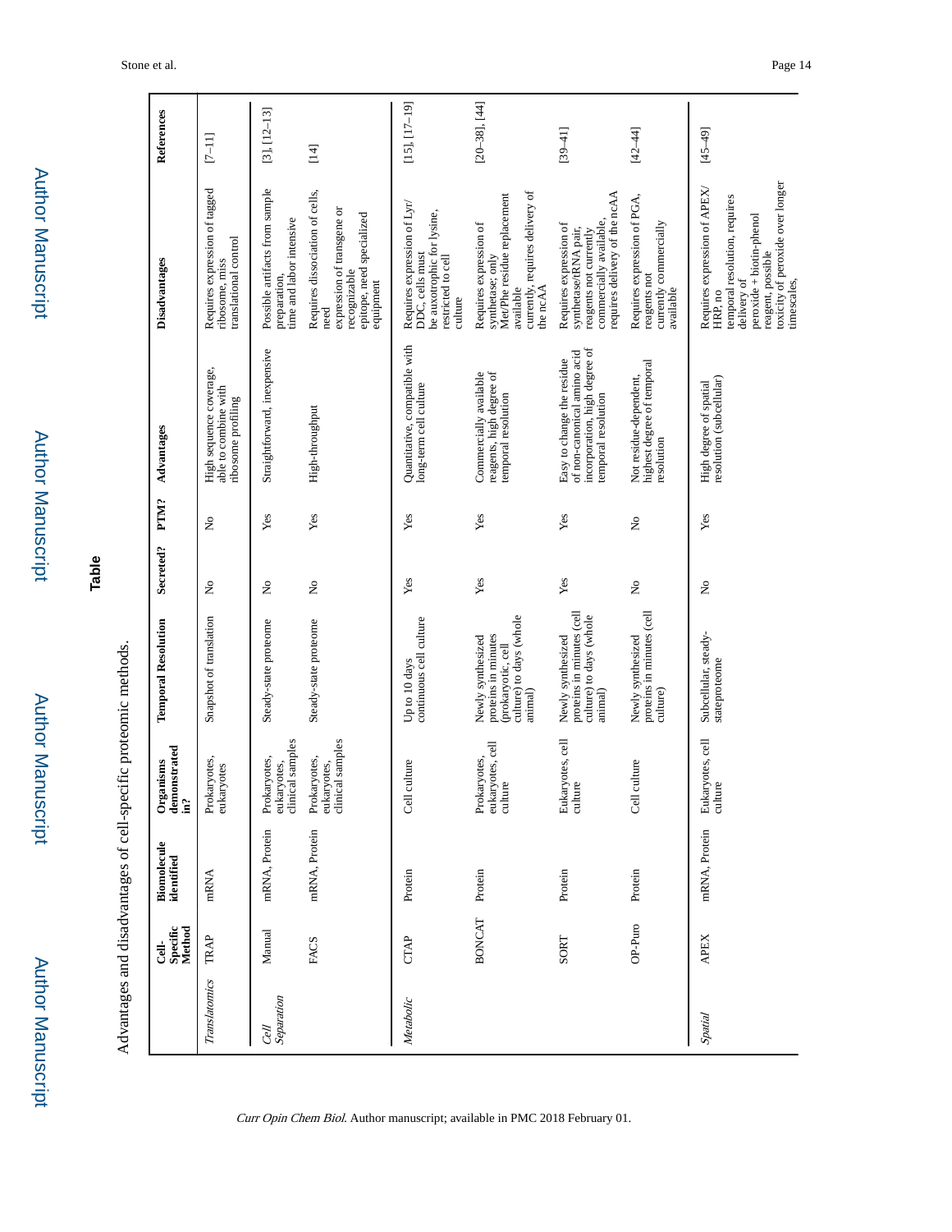## Table

Advantages and disadvantages of cell-specific proteomic methods.

| | Cell-Specific Method | Biomolecule identified | Organisms demonstrated in? | Temporal Resolution | Secreted? | PTM? | Advantages | Disadvantages | References |
|---|---|---|---|---|---|---|---|---|---|
| *Translatomics* | TRAP | mRNA | Prokaryotes, eukaryotes | Snapshot of translation | No | No | High sequence coverage, able to combine with ribosome profiling | Requires expression of tagged ribosome, miss translational control | [7–11] |
| *Cell Separation* | Manual | mRNA, Protein | Prokaryotes, eukaryotes, clinical samples | Steady-state proteome | No | Yes | Straightforward, inexpensive | Possible artifacts from sample preparation, time and labor intensive | [3], [12–13] |
| | FACS | mRNA, Protein | Prokaryotes, eukaryotes, clinical samples | Steady-state proteome | No | Yes | High-throughput | Requires dissociation of cells, need expression of transgene or recognizable epitope, need specialized equipment | [14] |
| *Metabolic* | CTAP | Protein | Cell culture | Up to 10 days continuous cell culture | Yes | Yes | Quantitative, compatible with long-term cell culture | Requires expression of Lyr/DDC, cells must be auxotrophic for lysine, restricted to cell culture | [15], [17–19] |
| | BONCAT | Protein | Prokaryotes, eukaryotes, cell culture | Newly synthesized proteins in minutes (prokaryotic, cell culture) to days (whole animal) | Yes | Yes | Commercially available reagents, high degree of temporal resolution | Requires expression of synthetase; only Met/Phe residue replacement available currently, requires delivery of the ncAA | [20–38], [44] |
| | SORT | Protein | Eukaryotes, cell culture | Newly synthesized proteins in minutes (cell culture) to days (whole animal) | Yes | Yes | Easy to change the residue of non-canonical amino acid incorporation, high degree of temporal resolution | Requires expression of synthetase/tRNA pair, reagents not currently commercially available, requires delivery of the ncAA | [39–41] |
| | OP-Puro | Protein | Cell culture | Newly synthesized proteins in minutes (cell culture) | No | No | Not residue-dependent, highest degree of temporal resolution | Requires expression of PGA, reagents not currently commercially available | [42–44] |
| *Spatial* | APEX | mRNA, Protein | Eukaryotes, cell culture | Subcellular, steady-stateproteome | No | Yes | High degree of spatial resolution (subcellular) | Requires expression of APEX/HRP, no temporal resolution, requires delivery of peroxide + biotin-phenol reagent, possible toxicity of peroxide over longer timescales, | [45–49] |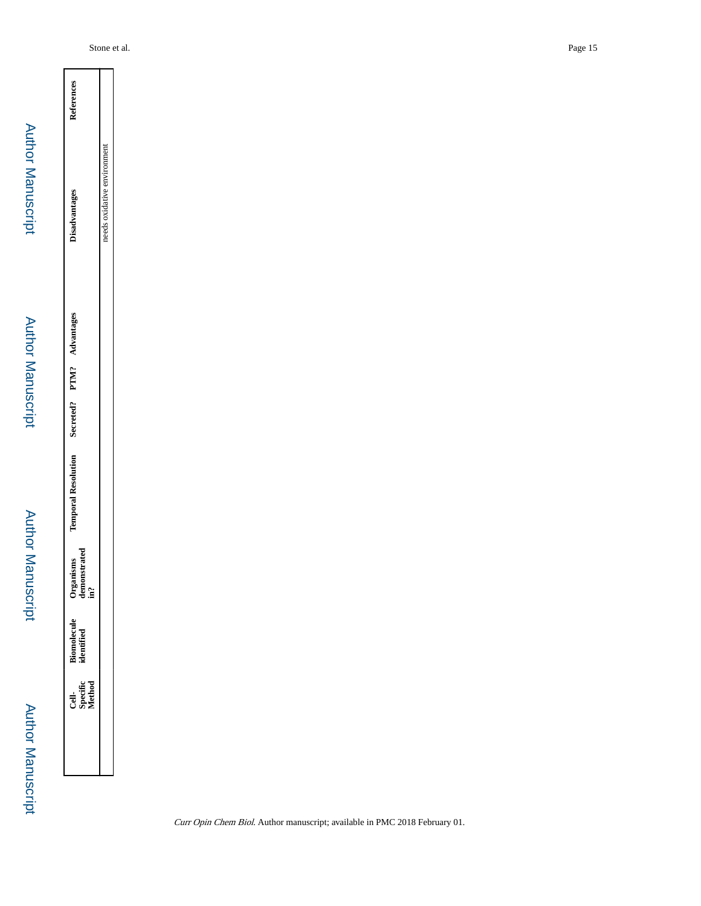| Cell-Specific Method | Biomolecule identified | Organisms demonstrated in? | Temporal Resolution | Secreted? | PTM? | Advantages | Disadvantages | References |
|---|---|---|---|---|---|---|---|---|
| | | | | | | | needs oxidative environment | |